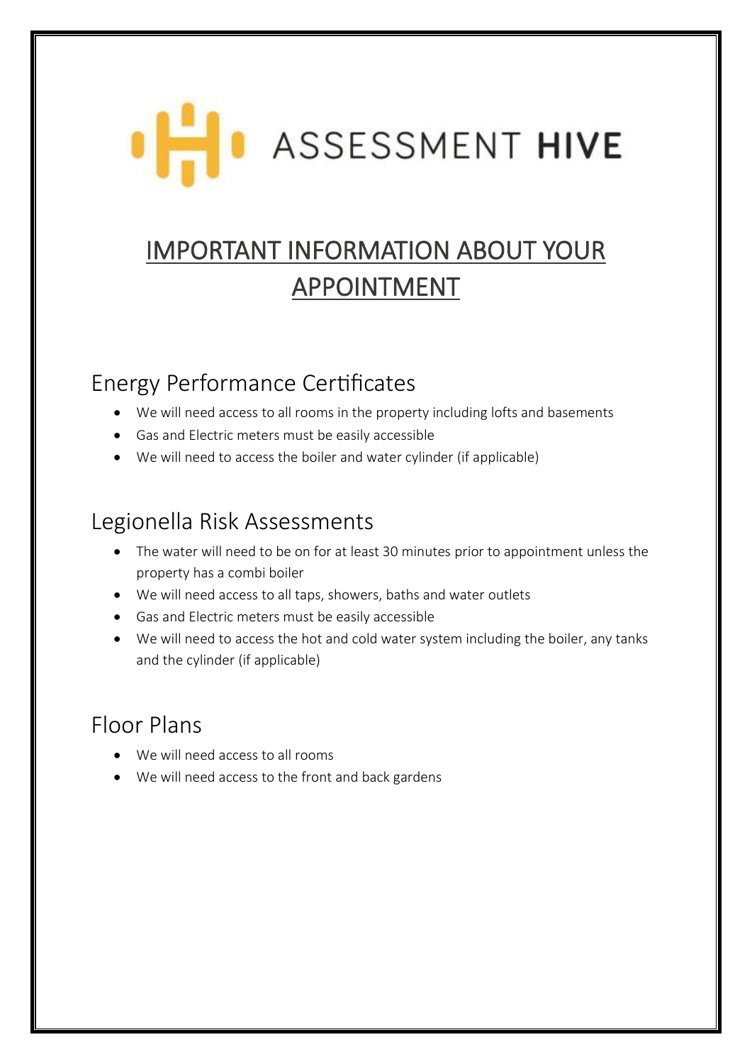ASSESSMENT **HIVE**

# IMPORTANT INFORMATION ABOUT YOUR APPOINTMENT

## Energy Performance Certificates

- We will need access to all rooms in the property including lofts and basements
- Gas and Electric meters must be easily accessible
- We will need to access the boiler and water cylinder (if applicable)

## Legionella Risk Assessments

- The water will need to be on for at least 30 minutes prior to appointment unless the property has a combi boiler
- We will need access to all taps, showers, baths and water outlets
- Gas and Electric meters must be easily accessible
- We will need to access the hot and cold water system including the boiler, any tanks and the cylinder (if applicable)

## Floor Plans

- We will need access to all rooms
- We will need access to the front and back gardens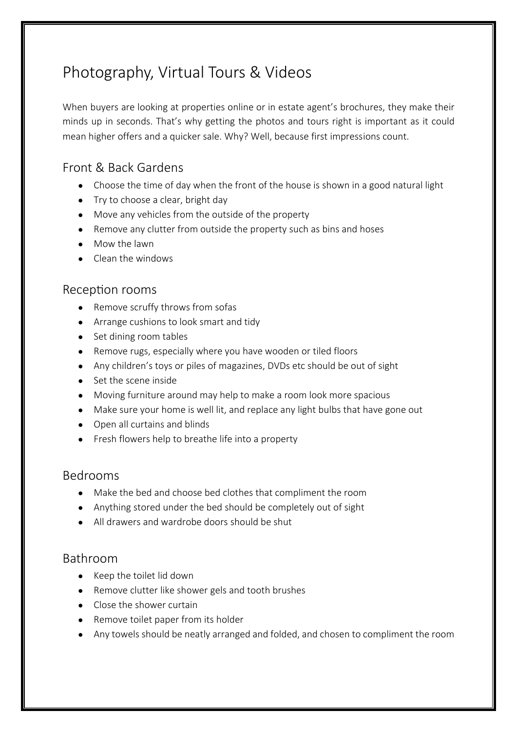# Photography, Virtual Tours & Videos

When buyers are looking at properties online or in estate agent's brochures, they make their minds up in seconds. That's why getting the photos and tours right is important as it could mean higher offers and a quicker sale. Why? Well, because first impressions count.

## Front & Back Gardens

- Choose the time of day when the front of the house is shown in a good natural light
- Try to choose a clear, bright day
- Move any vehicles from the outside of the property
- Remove any clutter from outside the property such as bins and hoses
- Mow the lawn
- Clean the windows

## Reception rooms

- Remove scruffy throws from sofas
- Arrange cushions to look smart and tidy
- Set dining room tables
- Remove rugs, especially where you have wooden or tiled floors
- Any children's toys or piles of magazines, DVDs etc should be out of sight
- Set the scene inside
- Moving furniture around may help to make a room look more spacious
- Make sure your home is well lit, and replace any light bulbs that have gone out
- Open all curtains and blinds
- Fresh flowers help to breathe life into a property

## Bedrooms

- Make the bed and choose bed clothes that compliment the room
- Anything stored under the bed should be completely out of sight
- All drawers and wardrobe doors should be shut

## Bathroom

- Keep the toilet lid down
- Remove clutter like shower gels and tooth brushes
- Close the shower curtain
- Remove toilet paper from its holder
- Any towels should be neatly arranged and folded, and chosen to compliment the room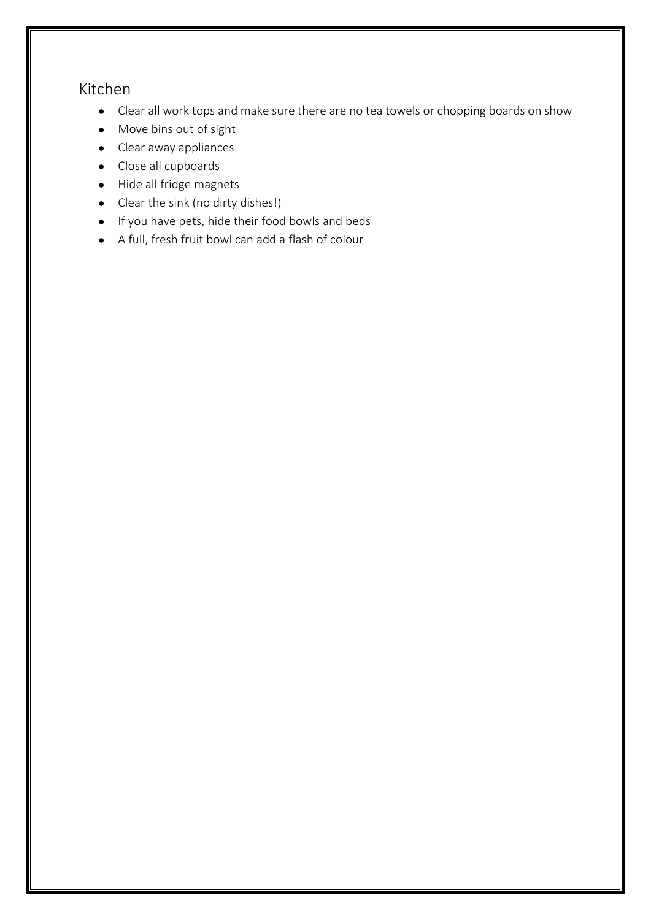## Kitchen

- Clear all work tops and make sure there are no tea towels or chopping boards on show
- Move bins out of sight
- Clear away appliances
- Close all cupboards
- Hide all fridge magnets
- Clear the sink (no dirty dishes!)
- If you have pets, hide their food bowls and beds
- A full, fresh fruit bowl can add a flash of colour